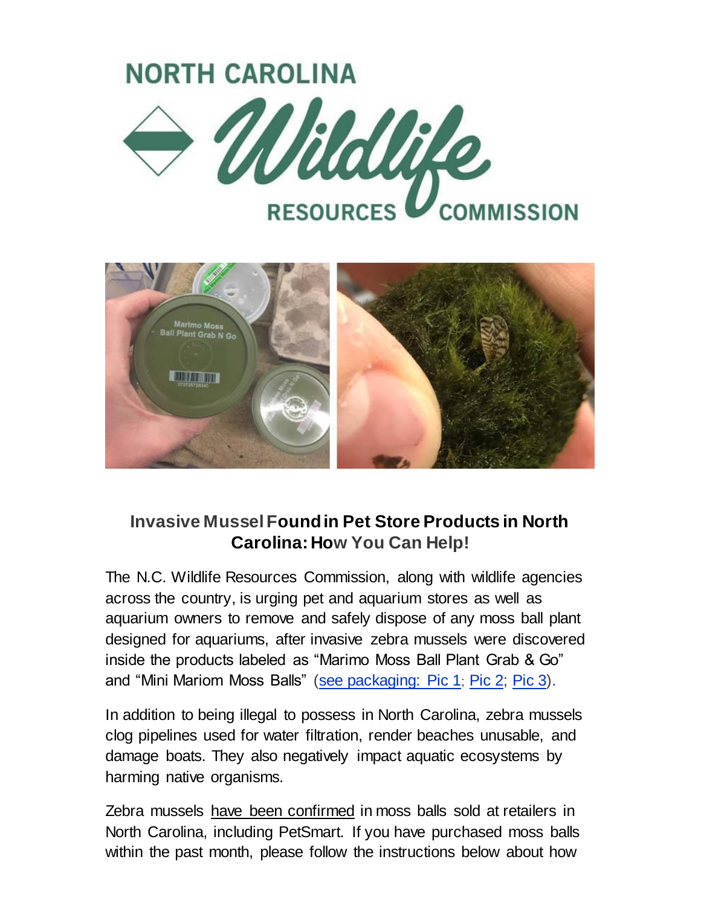NORTH CAROLINA Wildlife RESOURCES COMMISSION

## Invasive Mussel Found in Pet Store Products in North Carolina: How You Can Help!

The N.C. Wildlife Resources Commission, along with wildlife agencies across the country, is urging pet and aquarium stores as well as aquarium owners to remove and safely dispose of any moss ball plant designed for aquariums, after invasive zebra mussels were discovered inside the products labeled as "Marimo Moss Ball Plant Grab & Go" and "Mini Mariom Moss Balls" (see packaging: Pic 1; Pic 2; Pic 3).

In addition to being illegal to possess in North Carolina, zebra mussels clog pipelines used for water filtration, render beaches unusable, and damage boats. They also negatively impact aquatic ecosystems by harming native organisms.

Zebra mussels have been confirmed in moss balls sold at retailers in North Carolina, including PetSmart. If you have purchased moss balls within the past month, please follow the instructions below about how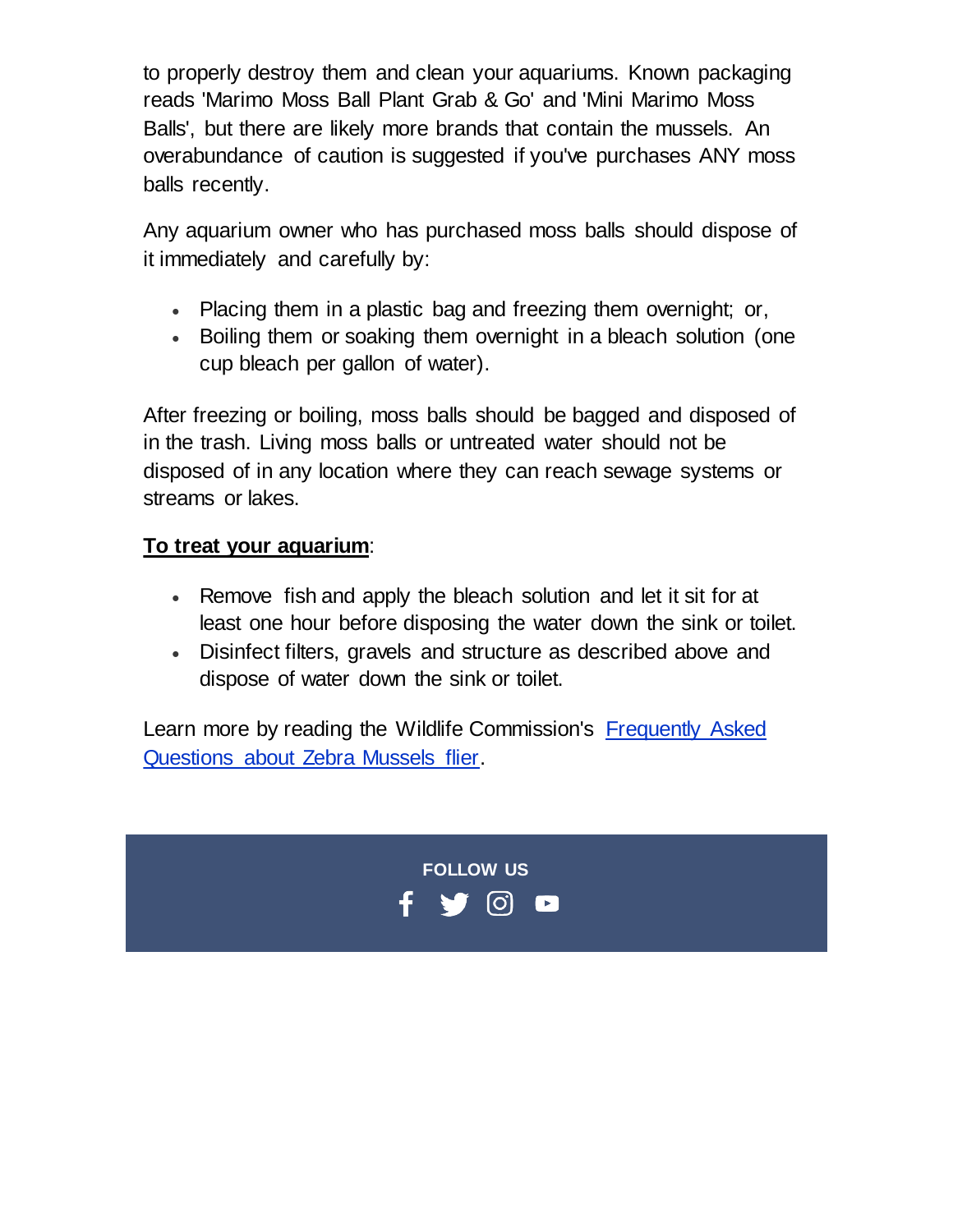to properly destroy them and clean your aquariums. Known packaging reads 'Marimo Moss Ball Plant Grab & Go' and 'Mini Marimo Moss Balls', but there are likely more brands that contain the mussels. An overabundance of caution is suggested if you've purchases ANY moss balls recently.

Any aquarium owner who has purchased moss balls should dispose of it immediately and carefully by:

- Placing them in a plastic bag and freezing them overnight; or,
- Boiling them or soaking them overnight in a bleach solution (one cup bleach per gallon of water).

After freezing or boiling, moss balls should be bagged and disposed of in the trash. Living moss balls or untreated water should not be disposed of in any location where they can reach sewage systems or streams or lakes.

**To treat your aquarium**:

- Remove fish and apply the bleach solution and let it sit for at least one hour before disposing the water down the sink or toilet.
- Disinfect filters, gravels and structure as described above and dispose of water down the sink or toilet.

Learn more by reading the Wildlife Commission's Frequently Asked Questions about Zebra Mussels flier.

**FOLLOW US**